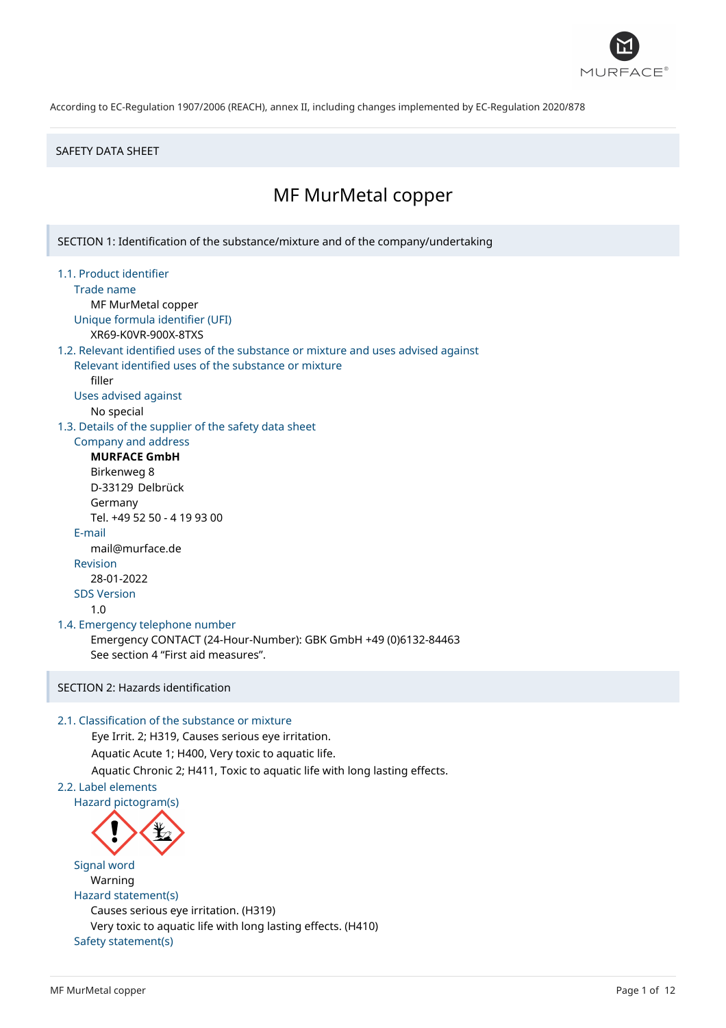According to EC-Regulation 1907/2006 (REACH), annex II, including changes implemented by EC-Regulation 2020/878

SAFETY DATA SHEET

# MF MurMetal copper

## SECTION 1: Identification of the substance/mixture and of the company/undertaking

### 1.1. Product identifier

Trade name

MF MurMetal copper

Unique formula identifier (UFI)

XR69-K0VR-900X-8TXS

### 1.2. Relevant identified uses of the substance or mixture and uses advised against

Relevant identified uses of the substance or mixture

filler

Uses advised against

No special

### 1.3. Details of the supplier of the safety data sheet

Company and address

**MURFACE GmbH**
Birkenweg 8
D-33129 Delbrück
Germany
Tel. +49 52 50 - 4 19 93 00

E-mail

mail@murface.de

Revision

28-01-2022

SDS Version

1.0

### 1.4. Emergency telephone number

Emergency CONTACT (24-Hour-Number): GBK GmbH +49 (0)6132-84463
See section 4 "First aid measures".

## SECTION 2: Hazards identification

### 2.1. Classification of the substance or mixture

Eye Irrit. 2; H319, Causes serious eye irritation.
Aquatic Acute 1; H400, Very toxic to aquatic life.
Aquatic Chronic 2; H411, Toxic to aquatic life with long lasting effects.

### 2.2. Label elements

Hazard pictogram(s)

Signal word

Warning

Hazard statement(s)

Causes serious eye irritation. (H319)
Very toxic to aquatic life with long lasting effects. (H410)

Safety statement(s)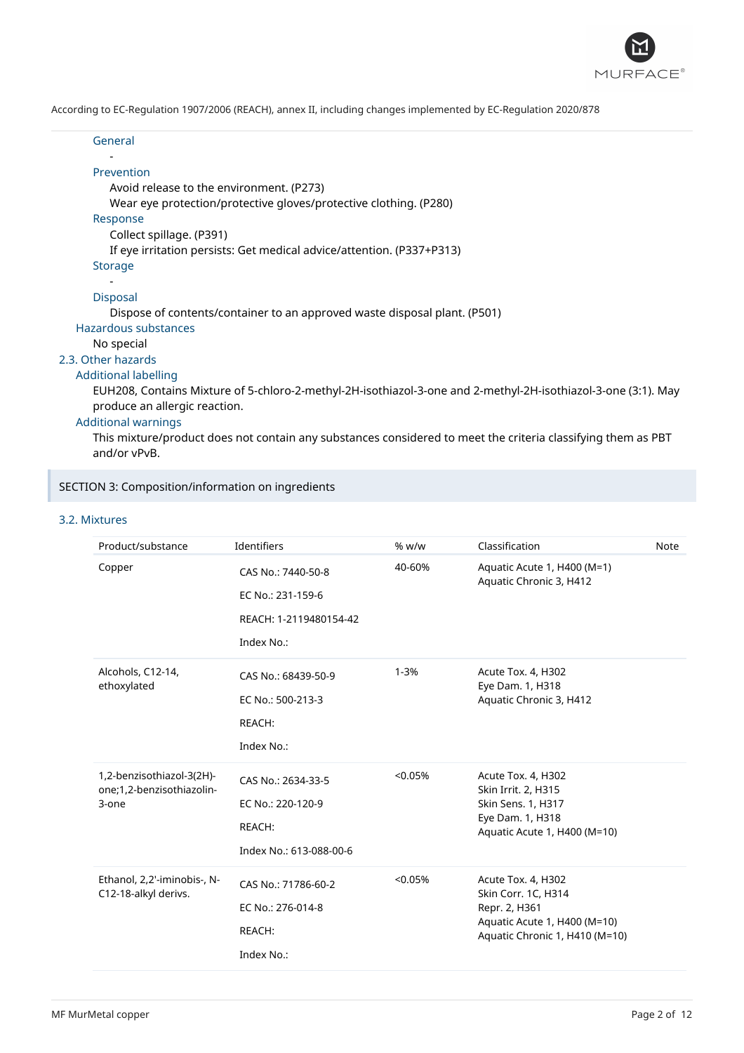According to EC-Regulation 1907/2006 (REACH), annex II, including changes implemented by EC-Regulation 2020/878

General

-

Prevention

Avoid release to the environment. (P273)
Wear eye protection/protective gloves/protective clothing. (P280)

Response

Collect spillage. (P391)
If eye irritation persists: Get medical advice/attention. (P337+P313)

Storage

-

Disposal

Dispose of contents/container to an approved waste disposal plant. (P501)

Hazardous substances

No special

### 2.3. Other hazards

Additional labelling

EUH208, Contains Mixture of 5-chloro-2-methyl-2H-isothiazol-3-one and 2-methyl-2H-isothiazol-3-one (3:1). May produce an allergic reaction.

Additional warnings

This mixture/product does not contain any substances considered to meet the criteria classifying them as PBT and/or vPvB.

## SECTION 3: Composition/information on ingredients

### 3.2. Mixtures

| Product/substance | Identifiers | % w/w | Classification | Note |
|---|---|---|---|---|
| Copper | CAS No.: 7440-50-8<br>EC No.: 231-159-6<br>REACH: 1-2119480154-42<br>Index No.: | 40-60% | Aquatic Acute 1, H400 (M=1)<br>Aquatic Chronic 3, H412 | |
| Alcohols, C12-14, ethoxylated | CAS No.: 68439-50-9<br>EC No.: 500-213-3<br>REACH:<br>Index No.: | 1-3% | Acute Tox. 4, H302<br>Eye Dam. 1, H318<br>Aquatic Chronic 3, H412 | |
| 1,2-benzisothiazol-3(2H)-one;1,2-benzisothiazolin-3-one | CAS No.: 2634-33-5<br>EC No.: 220-120-9<br>REACH:<br>Index No.: 613-088-00-6 | <0.05% | Acute Tox. 4, H302<br>Skin Irrit. 2, H315<br>Skin Sens. 1, H317<br>Eye Dam. 1, H318<br>Aquatic Acute 1, H400 (M=10) | |
| Ethanol, 2,2'-iminobis-, N-C12-18-alkyl derivs. | CAS No.: 71786-60-2<br>EC No.: 276-014-8<br>REACH:<br>Index No.: | <0.05% | Acute Tox. 4, H302<br>Skin Corr. 1C, H314<br>Repr. 2, H361<br>Aquatic Acute 1, H400 (M=10)<br>Aquatic Chronic 1, H410 (M=10) | |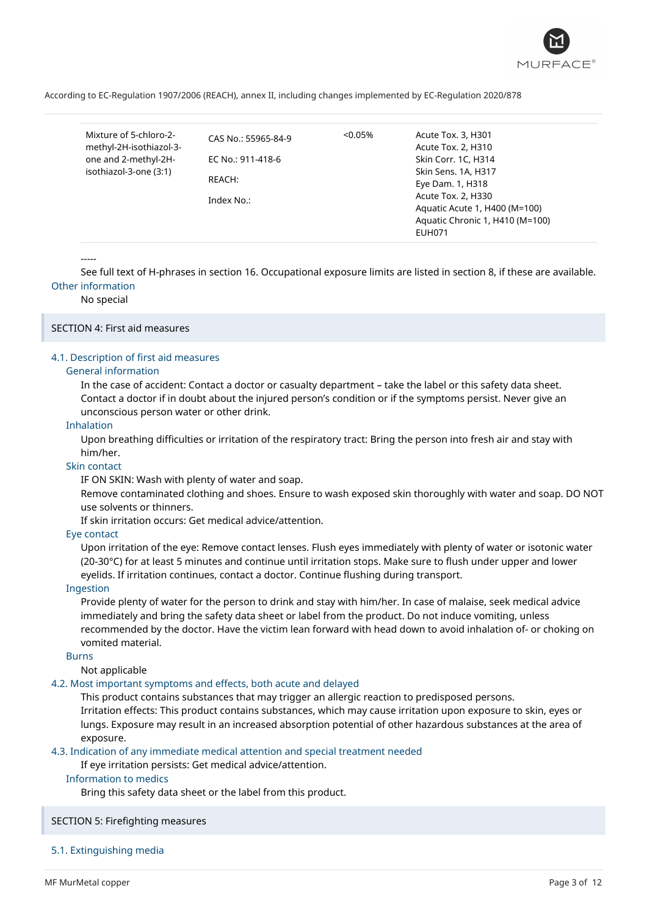| | | | |
|---|---|---|---|
| Mixture of 5-chloro-2-methyl-2H-isothiazol-3-one and 2-methyl-2H-isothiazol-3-one (3:1) | CAS No.: 55965-84-9<br>EC No.: 911-418-6<br>REACH:<br>Index No.: | <0.05% | Acute Tox. 3, H301<br>Acute Tox. 2, H310<br>Skin Corr. 1C, H314<br>Skin Sens. 1A, H317<br>Eye Dam. 1, H318<br>Acute Tox. 2, H330<br>Aquatic Acute 1, H400 (M=100)<br>Aquatic Chronic 1, H410 (M=100)<br>EUH071 |

-----

See full text of H-phrases in section 16. Occupational exposure limits are listed in section 8, if these are available.

### Other information

No special

## SECTION 4: First aid measures

### 4.1. Description of first aid measures

#### General information

In the case of accident: Contact a doctor or casualty department – take the label or this safety data sheet. Contact a doctor if in doubt about the injured person's condition or if the symptoms persist. Never give an unconscious person water or other drink.

#### Inhalation

Upon breathing difficulties or irritation of the respiratory tract: Bring the person into fresh air and stay with him/her.

#### Skin contact

IF ON SKIN: Wash with plenty of water and soap.
Remove contaminated clothing and shoes. Ensure to wash exposed skin thoroughly with water and soap. DO NOT use solvents or thinners.
If skin irritation occurs: Get medical advice/attention.

#### Eye contact

Upon irritation of the eye: Remove contact lenses. Flush eyes immediately with plenty of water or isotonic water (20-30°C) for at least 5 minutes and continue until irritation stops. Make sure to flush under upper and lower eyelids. If irritation continues, contact a doctor. Continue flushing during transport.

#### Ingestion

Provide plenty of water for the person to drink and stay with him/her. In case of malaise, seek medical advice immediately and bring the safety data sheet or label from the product. Do not induce vomiting, unless recommended by the doctor. Have the victim lean forward with head down to avoid inhalation of- or choking on vomited material.

#### Burns

Not applicable

### 4.2. Most important symptoms and effects, both acute and delayed

This product contains substances that may trigger an allergic reaction to predisposed persons.
Irritation effects: This product contains substances, which may cause irritation upon exposure to skin, eyes or lungs. Exposure may result in an increased absorption potential of other hazardous substances at the area of exposure.

### 4.3. Indication of any immediate medical attention and special treatment needed

If eye irritation persists: Get medical advice/attention.

#### Information to medics

Bring this safety data sheet or the label from this product.

## SECTION 5: Firefighting measures

### 5.1. Extinguishing media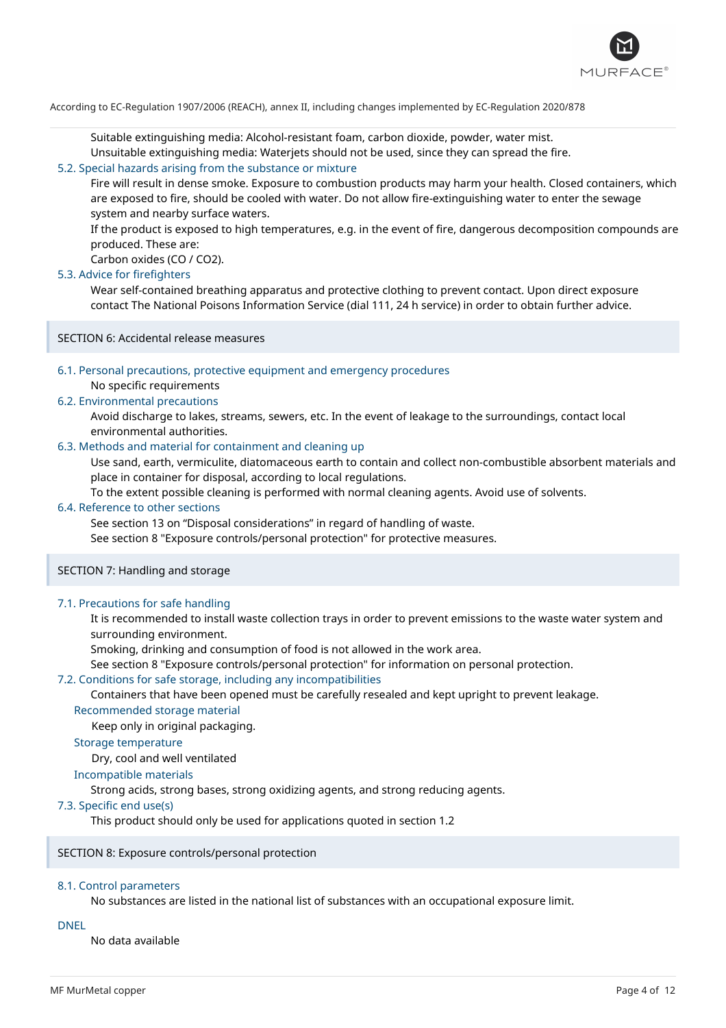Suitable extinguishing media: Alcohol-resistant foam, carbon dioxide, powder, water mist.
Unsuitable extinguishing media: Waterjets should not be used, since they can spread the fire.

### 5.2. Special hazards arising from the substance or mixture

Fire will result in dense smoke. Exposure to combustion products may harm your health. Closed containers, which are exposed to fire, should be cooled with water. Do not allow fire-extinguishing water to enter the sewage system and nearby surface waters.
If the product is exposed to high temperatures, e.g. in the event of fire, dangerous decomposition compounds are produced. These are:
Carbon oxides ($CO$ / $CO_2$).

### 5.3. Advice for firefighters

Wear self-contained breathing apparatus and protective clothing to prevent contact. Upon direct exposure contact The National Poisons Information Service (dial 111, 24 h service) in order to obtain further advice.

## SECTION 6: Accidental release measures

### 6.1. Personal precautions, protective equipment and emergency procedures

No specific requirements

### 6.2. Environmental precautions

Avoid discharge to lakes, streams, sewers, etc. In the event of leakage to the surroundings, contact local environmental authorities.

### 6.3. Methods and material for containment and cleaning up

Use sand, earth, vermiculite, diatomaceous earth to contain and collect non-combustible absorbent materials and place in container for disposal, according to local regulations.
To the extent possible cleaning is performed with normal cleaning agents. Avoid use of solvents.

### 6.4. Reference to other sections

See section 13 on “Disposal considerations” in regard of handling of waste.
See section 8 "Exposure controls/personal protection" for protective measures.

## SECTION 7: Handling and storage

### 7.1. Precautions for safe handling

It is recommended to install waste collection trays in order to prevent emissions to the waste water system and surrounding environment.
Smoking, drinking and consumption of food is not allowed in the work area.
See section 8 "Exposure controls/personal protection" for information on personal protection.

### 7.2. Conditions for safe storage, including any incompatibilities

Containers that have been opened must be carefully resealed and kept upright to prevent leakage.

#### Recommended storage material

Keep only in original packaging.

#### Storage temperature

Dry, cool and well ventilated

#### Incompatible materials

Strong acids, strong bases, strong oxidizing agents, and strong reducing agents.

### 7.3. Specific end use(s)

This product should only be used for applications quoted in section 1.2

## SECTION 8: Exposure controls/personal protection

### 8.1. Control parameters

No substances are listed in the national list of substances with an occupational exposure limit.

#### DNEL

No data available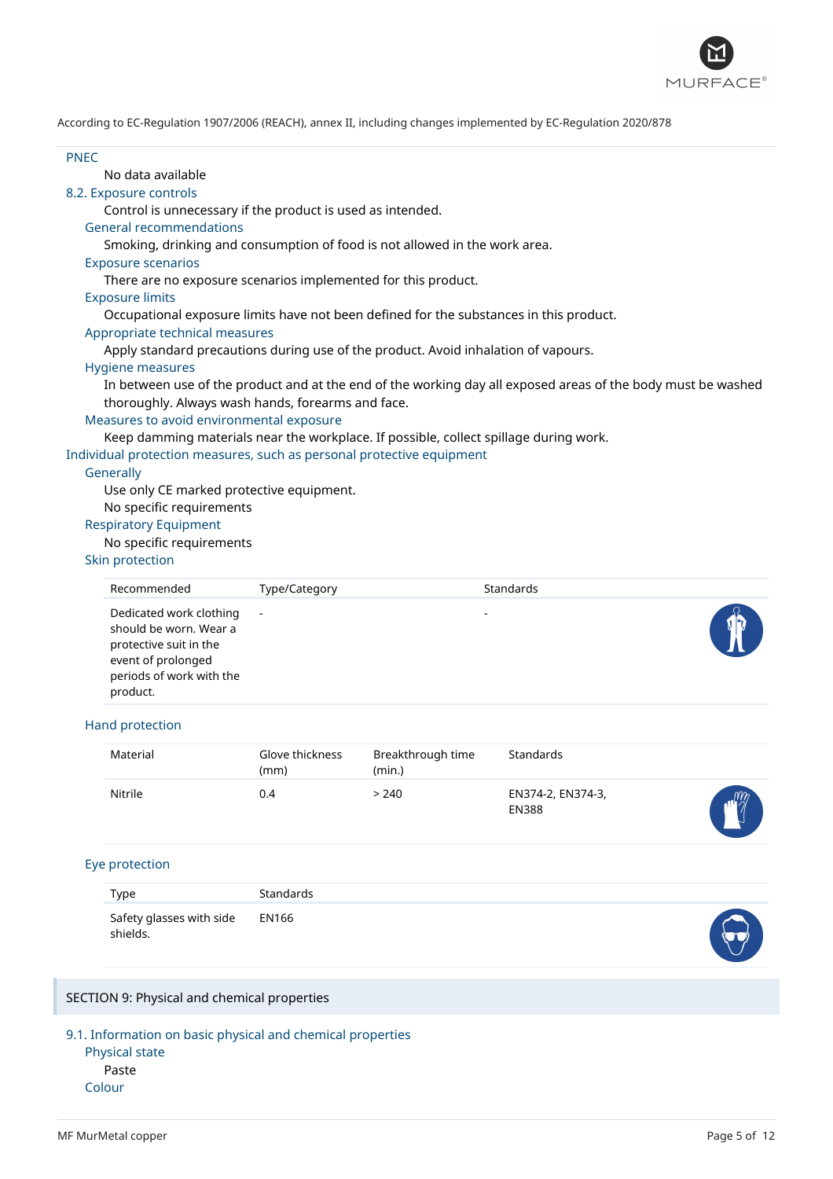According to EC-Regulation 1907/2006 (REACH), annex II, including changes implemented by EC-Regulation 2020/878

### PNEC

No data available

### 8.2. Exposure controls

Control is unnecessary if the product is used as intended.

#### General recommendations

Smoking, drinking and consumption of food is not allowed in the work area.

#### Exposure scenarios

There are no exposure scenarios implemented for this product.

#### Exposure limits

Occupational exposure limits have not been defined for the substances in this product.

#### Appropriate technical measures

Apply standard precautions during use of the product. Avoid inhalation of vapours.

#### Hygiene measures

In between use of the product and at the end of the working day all exposed areas of the body must be washed thoroughly. Always wash hands, forearms and face.

#### Measures to avoid environmental exposure

Keep damming materials near the workplace. If possible, collect spillage during work.

### Individual protection measures, such as personal protective equipment

#### Generally

Use only CE marked protective equipment.

No specific requirements

#### Respiratory Equipment

No specific requirements

#### Skin protection

| Recommended | Type/Category | Standards |
|---|---|---|
| Dedicated work clothing should be worn. Wear a protective suit in the event of prolonged periods of work with the product. | - | - |

#### Hand protection

| Material | Glove thickness (mm) | Breakthrough time (min.) | Standards |
|---|---|---|---|
| Nitrile | 0.4 | > 240 | EN374-2, EN374-3, EN388 |

#### Eye protection

| Type | Standards |
|---|---|
| Safety glasses with side shields. | EN166 |

## SECTION 9: Physical and chemical properties

### 9.1. Information on basic physical and chemical properties

#### Physical state

Paste

#### Colour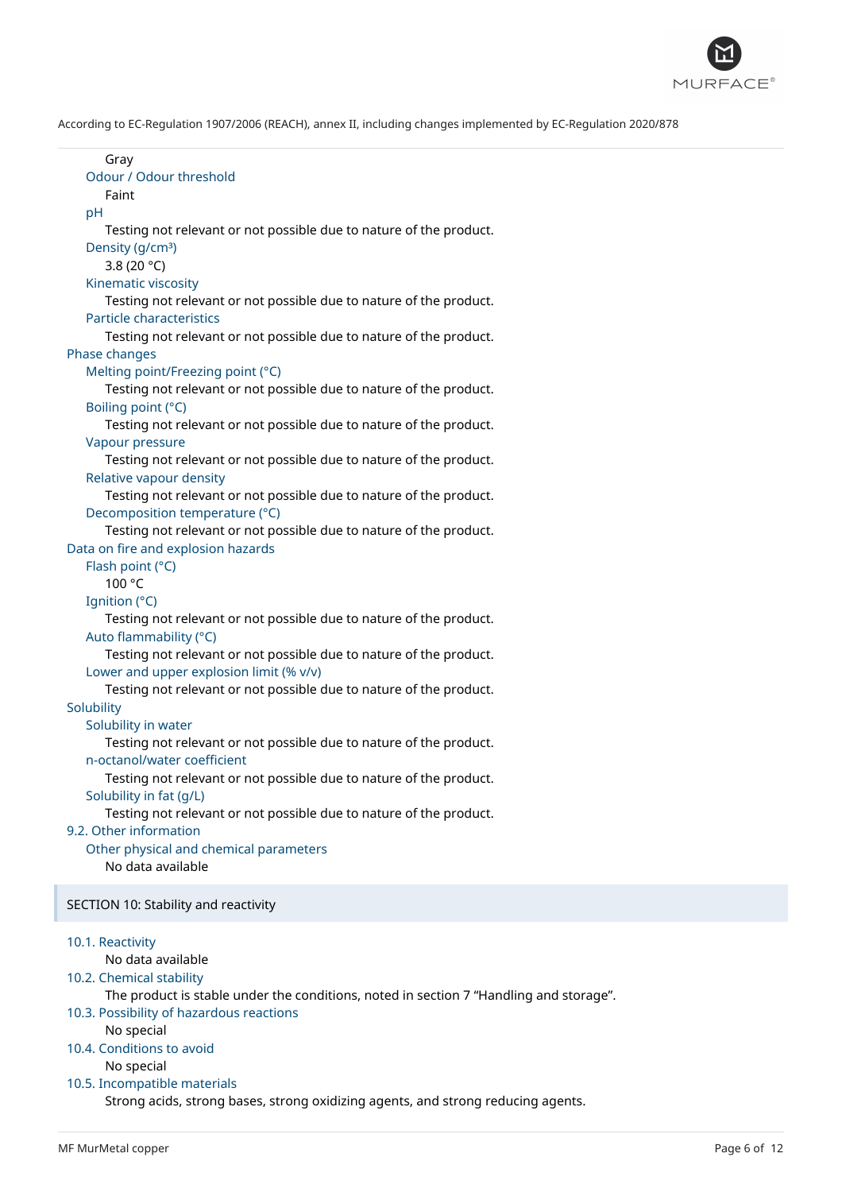Gray

Odour / Odour threshold

Faint

pH

Testing not relevant or not possible due to nature of the product.

Density (g/cm³)

3.8 (20 °C)

Kinematic viscosity

Testing not relevant or not possible due to nature of the product.

Particle characteristics

Testing not relevant or not possible due to nature of the product.

Phase changes

Melting point/Freezing point (°C)

Testing not relevant or not possible due to nature of the product.

Boiling point (°C)

Testing not relevant or not possible due to nature of the product.

Vapour pressure

Testing not relevant or not possible due to nature of the product.

Relative vapour density

Testing not relevant or not possible due to nature of the product.

Decomposition temperature (°C)

Testing not relevant or not possible due to nature of the product.

Data on fire and explosion hazards

Flash point (°C)

100 °C

Ignition (°C)

Testing not relevant or not possible due to nature of the product.

Auto flammability (°C)

Testing not relevant or not possible due to nature of the product.

Lower and upper explosion limit (% v/v)

Testing not relevant or not possible due to nature of the product.

Solubility

Solubility in water

Testing not relevant or not possible due to nature of the product.

n-octanol/water coefficient

Testing not relevant or not possible due to nature of the product.

Solubility in fat (g/L)

Testing not relevant or not possible due to nature of the product.

9.2. Other information

Other physical and chemical parameters

No data available

## SECTION 10: Stability and reactivity

10.1. Reactivity

No data available

10.2. Chemical stability

The product is stable under the conditions, noted in section 7 "Handling and storage".

10.3. Possibility of hazardous reactions

No special

10.4. Conditions to avoid

No special

10.5. Incompatible materials

Strong acids, strong bases, strong oxidizing agents, and strong reducing agents.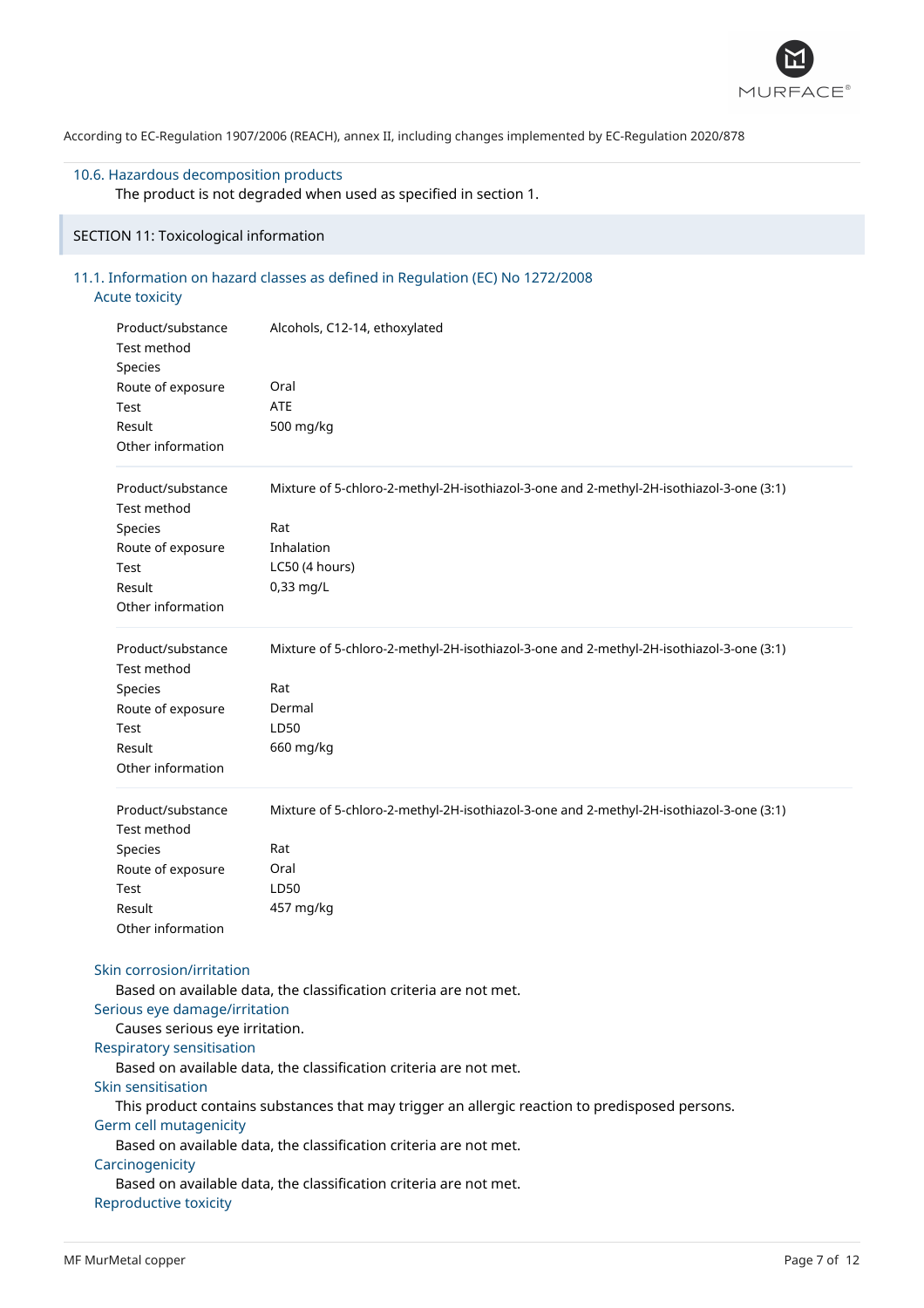According to EC-Regulation 1907/2006 (REACH), annex II, including changes implemented by EC-Regulation 2020/878

### 10.6. Hazardous decomposition products

The product is not degraded when used as specified in section 1.

## SECTION 11: Toxicological information

### 11.1. Information on hazard classes as defined in Regulation (EC) No 1272/2008

#### Acute toxicity

| | |
|---|---|
| Product/substance | Alcohols, C12-14, ethoxylated |
| Test method | |
| Species | |
| Route of exposure | Oral |
| Test | ATE |
| Result | 500 mg/kg |
| Other information | |

| | |
|---|---|
| Product/substance | Mixture of 5-chloro-2-methyl-2H-isothiazol-3-one and 2-methyl-2H-isothiazol-3-one (3:1) |
| Test method | |
| Species | Rat |
| Route of exposure | Inhalation |
| Test | LC50 (4 hours) |
| Result | 0,33 mg/L |
| Other information | |

| | |
|---|---|
| Product/substance | Mixture of 5-chloro-2-methyl-2H-isothiazol-3-one and 2-methyl-2H-isothiazol-3-one (3:1) |
| Test method | |
| Species | Rat |
| Route of exposure | Dermal |
| Test | LD50 |
| Result | 660 mg/kg |
| Other information | |

| | |
|---|---|
| Product/substance | Mixture of 5-chloro-2-methyl-2H-isothiazol-3-one and 2-methyl-2H-isothiazol-3-one (3:1) |
| Test method | |
| Species | Rat |
| Route of exposure | Oral |
| Test | LD50 |
| Result | 457 mg/kg |
| Other information | |

#### Skin corrosion/irritation

Based on available data, the classification criteria are not met.

#### Serious eye damage/irritation

Causes serious eye irritation.

#### Respiratory sensitisation

Based on available data, the classification criteria are not met.

#### Skin sensitisation

This product contains substances that may trigger an allergic reaction to predisposed persons.

#### Germ cell mutagenicity

Based on available data, the classification criteria are not met.

#### Carcinogenicity

Based on available data, the classification criteria are not met.

#### Reproductive toxicity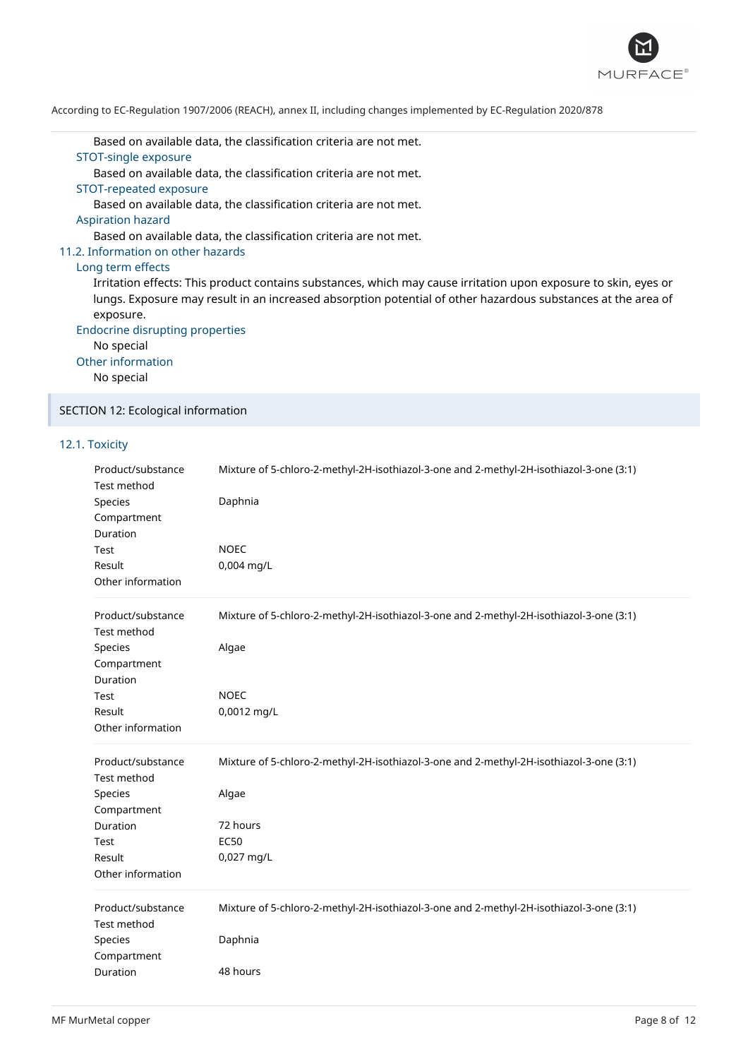Based on available data, the classification criteria are not met.

STOT-single exposure

Based on available data, the classification criteria are not met.

STOT-repeated exposure

Based on available data, the classification criteria are not met.

Aspiration hazard

Based on available data, the classification criteria are not met.

### 11.2. Information on other hazards

Long term effects

Irritation effects: This product contains substances, which may cause irritation upon exposure to skin, eyes or lungs. Exposure may result in an increased absorption potential of other hazardous substances at the area of exposure.

Endocrine disrupting properties

No special

Other information

No special

## SECTION 12: Ecological information

### 12.1. Toxicity

| | |
|---|---|
| Product/substance | Mixture of 5-chloro-2-methyl-2H-isothiazol-3-one and 2-methyl-2H-isothiazol-3-one (3:1) |
| Test method | |
| Species | Daphnia |
| Compartment | |
| Duration | |
| Test | NOEC |
| Result | 0,004 mg/L |
| Other information | |

| | |
|---|---|
| Product/substance | Mixture of 5-chloro-2-methyl-2H-isothiazol-3-one and 2-methyl-2H-isothiazol-3-one (3:1) |
| Test method | |
| Species | Algae |
| Compartment | |
| Duration | |
| Test | NOEC |
| Result | 0,0012 mg/L |
| Other information | |

| | |
|---|---|
| Product/substance | Mixture of 5-chloro-2-methyl-2H-isothiazol-3-one and 2-methyl-2H-isothiazol-3-one (3:1) |
| Test method | |
| Species | Algae |
| Compartment | |
| Duration | 72 hours |
| Test | EC50 |
| Result | 0,027 mg/L |
| Other information | |

| | |
|---|---|
| Product/substance | Mixture of 5-chloro-2-methyl-2H-isothiazol-3-one and 2-methyl-2H-isothiazol-3-one (3:1) |
| Test method | |
| Species | Daphnia |
| Compartment | |
| Duration | 48 hours |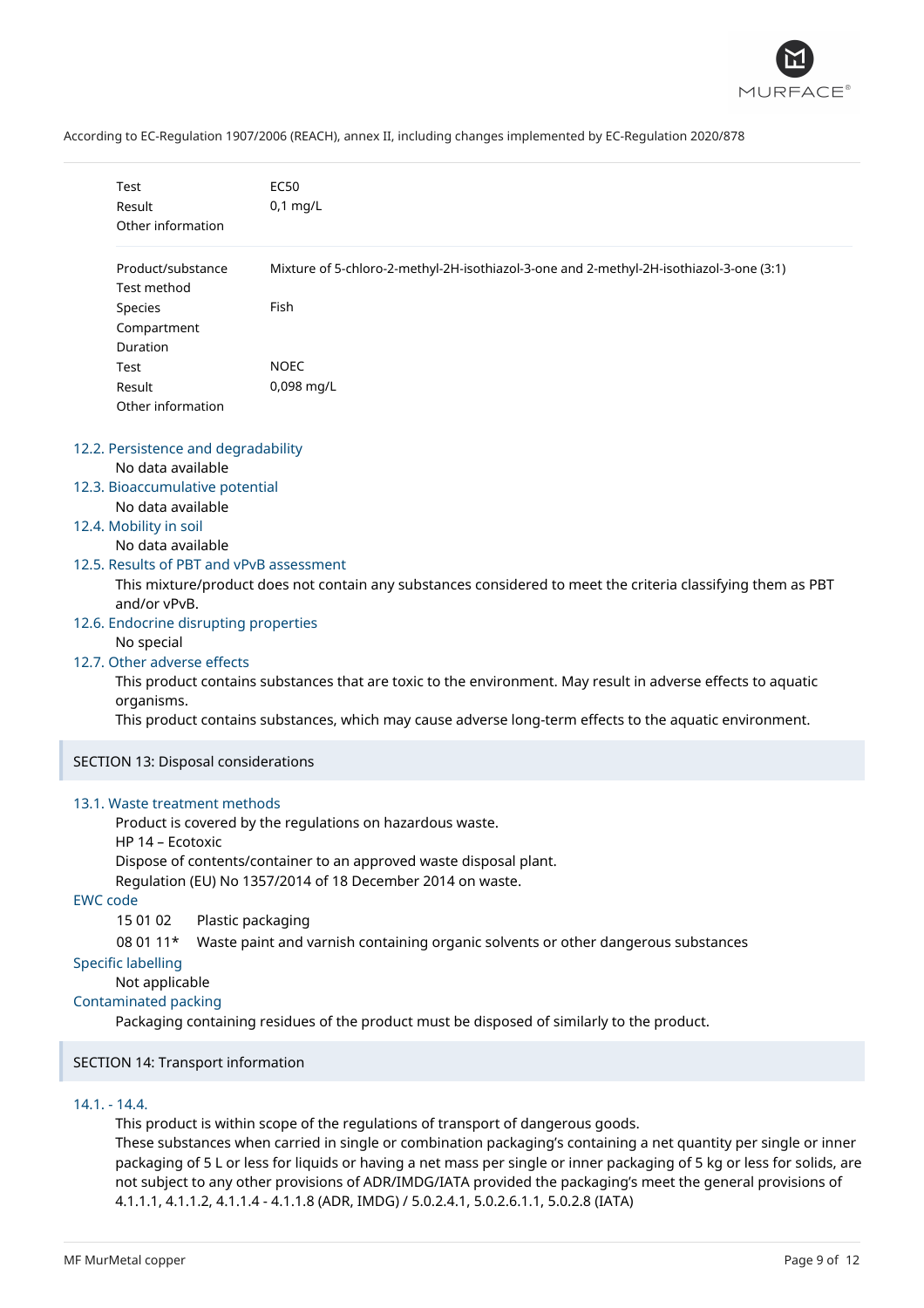| | |
|---|---|
| Test | EC50 |
| Result | 0,1 mg/L |
| Other information | |

| | |
|---|---|
| Product/substance | Mixture of 5-chloro-2-methyl-2H-isothiazol-3-one and 2-methyl-2H-isothiazol-3-one (3:1) |
| Test method | |
| Species | Fish |
| Compartment | |
| Duration | |
| Test | NOEC |
| Result | 0,098 mg/L |
| Other information | |

### 12.2. Persistence and degradability

No data available

### 12.3. Bioaccumulative potential

No data available

### 12.4. Mobility in soil

No data available

### 12.5. Results of PBT and vPvB assessment

This mixture/product does not contain any substances considered to meet the criteria classifying them as PBT and/or vPvB.

### 12.6. Endocrine disrupting properties

No special

### 12.7. Other adverse effects

This product contains substances that are toxic to the environment. May result in adverse effects to aquatic organisms.

This product contains substances, which may cause adverse long-term effects to the aquatic environment.

## SECTION 13: Disposal considerations

### 13.1. Waste treatment methods

Product is covered by the regulations on hazardous waste.

HP 14 – Ecotoxic

Dispose of contents/container to an approved waste disposal plant.

Regulation (EU) No 1357/2014 of 18 December 2014 on waste.

### EWC code

| | |
|---|---|
| 15 01 02 | Plastic packaging |
| 08 01 11* | Waste paint and varnish containing organic solvents or other dangerous substances |

### Specific labelling

Not applicable

### Contaminated packing

Packaging containing residues of the product must be disposed of similarly to the product.

## SECTION 14: Transport information

### 14.1. - 14.4.

This product is within scope of the regulations of transport of dangerous goods.

These substances when carried in single or combination packaging's containing a net quantity per single or inner packaging of 5 L or less for liquids or having a net mass per single or inner packaging of 5 kg or less for solids, are not subject to any other provisions of ADR/IMDG/IATA provided the packaging's meet the general provisions of 4.1.1.1, 4.1.1.2, 4.1.1.4 - 4.1.1.8 (ADR, IMDG) / 5.0.2.4.1, 5.0.2.6.1.1, 5.0.2.8 (IATA)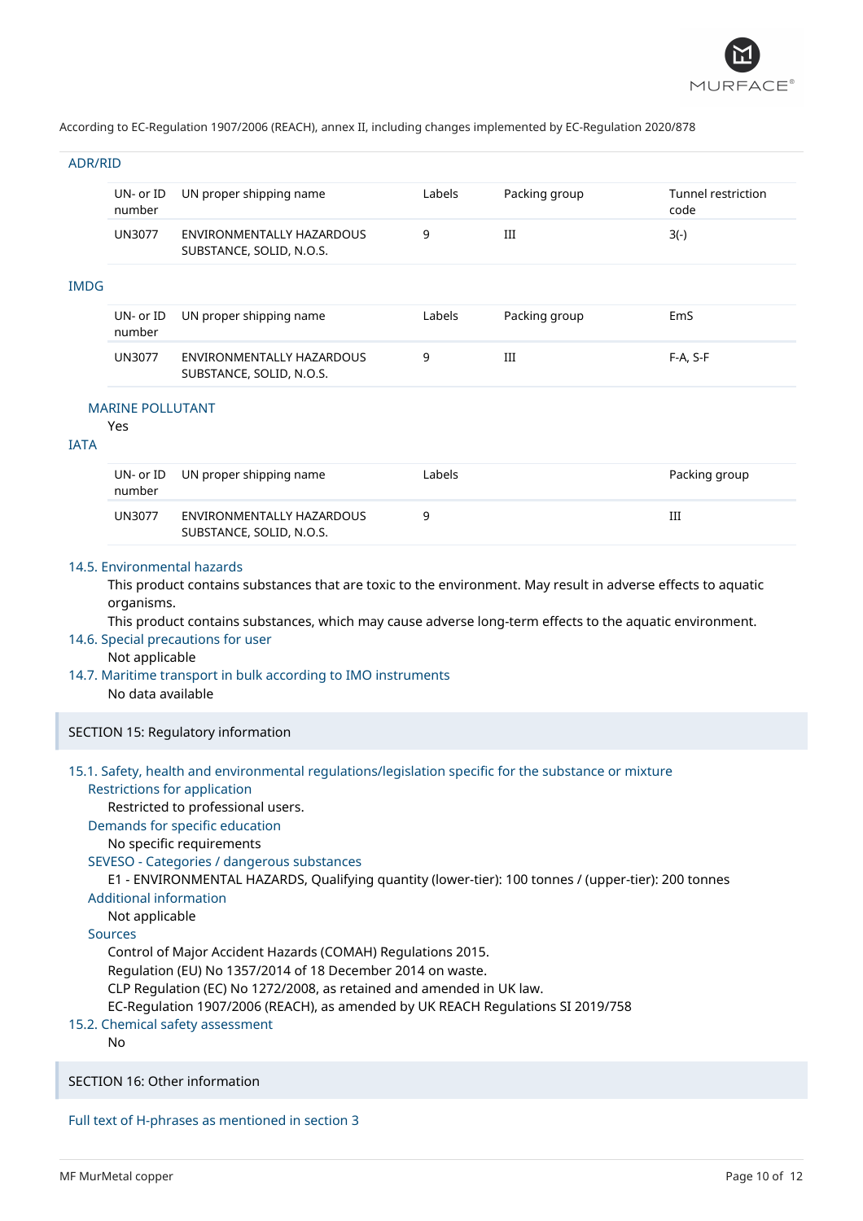According to EC-Regulation 1907/2006 (REACH), annex II, including changes implemented by EC-Regulation 2020/878

### ADR/RID

| UN- or ID number | UN proper shipping name | Labels | Packing group | Tunnel restriction code |
|---|---|---|---|---|
| UN3077 | ENVIRONMENTALLY HAZARDOUS SUBSTANCE, SOLID, N.O.S. | 9 | III | 3(-) |

### IMDG

| UN- or ID number | UN proper shipping name | Labels | Packing group | EmS |
|---|---|---|---|---|
| UN3077 | ENVIRONMENTALLY HAZARDOUS SUBSTANCE, SOLID, N.O.S. | 9 | III | F-A, S-F |

#### MARINE POLLUTANT

Yes

### IATA

| UN- or ID number | UN proper shipping name | Labels | Packing group |
|---|---|---|---|
| UN3077 | ENVIRONMENTALLY HAZARDOUS SUBSTANCE, SOLID, N.O.S. | 9 | III |

### 14.5. Environmental hazards

This product contains substances that are toxic to the environment. May result in adverse effects to aquatic organisms.

This product contains substances, which may cause adverse long-term effects to the aquatic environment.

### 14.6. Special precautions for user

Not applicable

### 14.7. Maritime transport in bulk according to IMO instruments

No data available

## SECTION 15: Regulatory information

### 15.1. Safety, health and environmental regulations/legislation specific for the substance or mixture

#### Restrictions for application

Restricted to professional users.

#### Demands for specific education

No specific requirements

#### SEVESO - Categories / dangerous substances

E1 - ENVIRONMENTAL HAZARDS, Qualifying quantity (lower-tier): 100 tonnes / (upper-tier): 200 tonnes

#### Additional information

Not applicable

#### Sources

Control of Major Accident Hazards (COMAH) Regulations 2015.
Regulation (EU) No 1357/2014 of 18 December 2014 on waste.
CLP Regulation (EC) No 1272/2008, as retained and amended in UK law.
EC-Regulation 1907/2006 (REACH), as amended by UK REACH Regulations SI 2019/758

### 15.2. Chemical safety assessment

No

## SECTION 16: Other information

### Full text of H-phrases as mentioned in section 3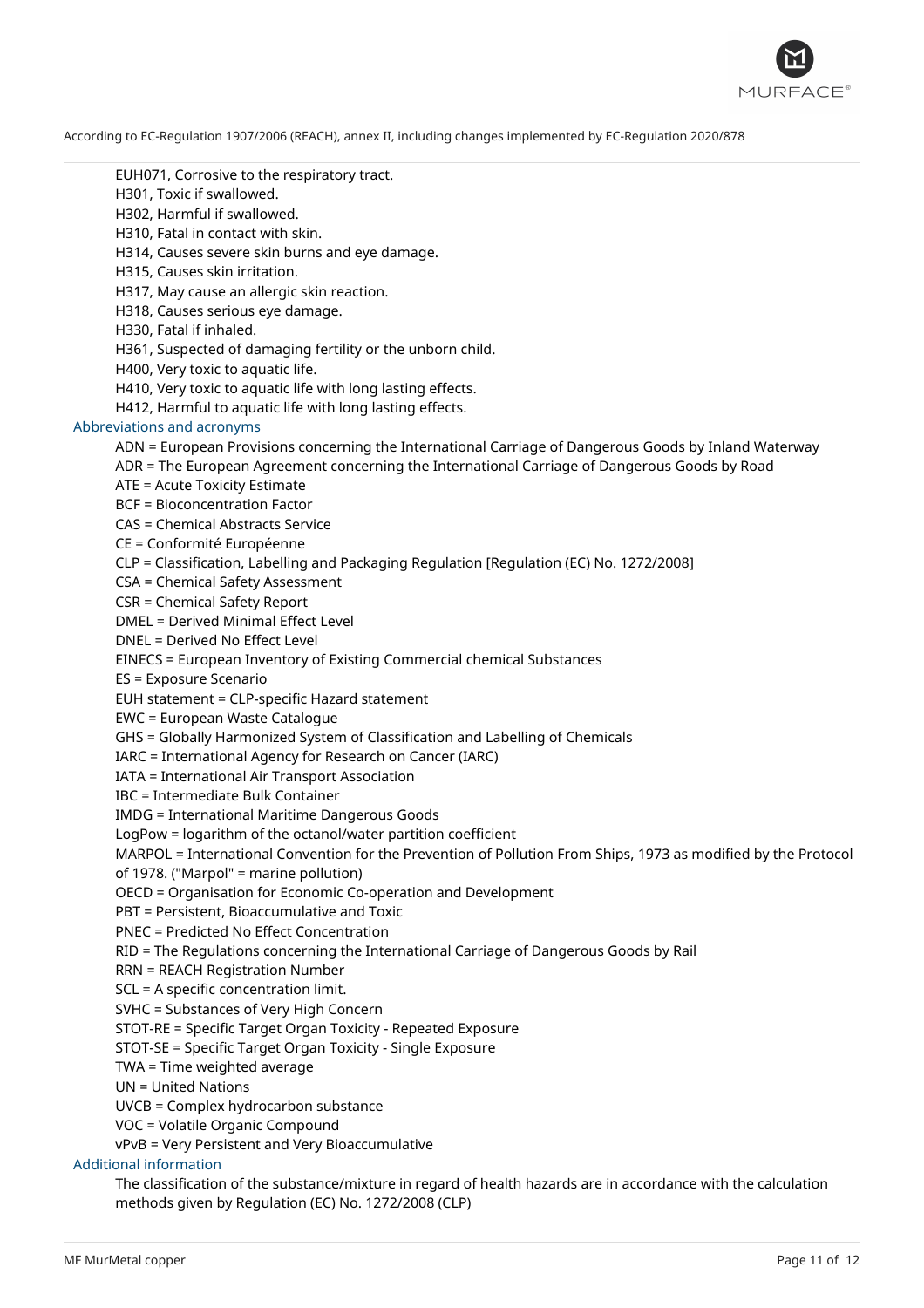EUH071, Corrosive to the respiratory tract.
H301, Toxic if swallowed.
H302, Harmful if swallowed.
H310, Fatal in contact with skin.
H314, Causes severe skin burns and eye damage.
H315, Causes skin irritation.
H317, May cause an allergic skin reaction.
H318, Causes serious eye damage.
H330, Fatal if inhaled.
H361, Suspected of damaging fertility or the unborn child.
H400, Very toxic to aquatic life.
H410, Very toxic to aquatic life with long lasting effects.
H412, Harmful to aquatic life with long lasting effects.

### Abbreviations and acronyms

ADN = European Provisions concerning the International Carriage of Dangerous Goods by Inland Waterway
ADR = The European Agreement concerning the International Carriage of Dangerous Goods by Road
ATE = Acute Toxicity Estimate
BCF = Bioconcentration Factor
CAS = Chemical Abstracts Service
CE = Conformité Européenne
CLP = Classification, Labelling and Packaging Regulation [Regulation (EC) No. 1272/2008]
CSA = Chemical Safety Assessment
CSR = Chemical Safety Report
DMEL = Derived Minimal Effect Level
DNEL = Derived No Effect Level
EINECS = European Inventory of Existing Commercial chemical Substances
ES = Exposure Scenario
EUH statement = CLP-specific Hazard statement
EWC = European Waste Catalogue
GHS = Globally Harmonized System of Classification and Labelling of Chemicals
IARC = International Agency for Research on Cancer (IARC)
IATA = International Air Transport Association
IBC = Intermediate Bulk Container
IMDG = International Maritime Dangerous Goods
LogPow = logarithm of the octanol/water partition coefficient
MARPOL = International Convention for the Prevention of Pollution From Ships, 1973 as modified by the Protocol of 1978. ("Marpol" = marine pollution)
OECD = Organisation for Economic Co-operation and Development
PBT = Persistent, Bioaccumulative and Toxic
PNEC = Predicted No Effect Concentration
RID = The Regulations concerning the International Carriage of Dangerous Goods by Rail
RRN = REACH Registration Number
SCL = A specific concentration limit.
SVHC = Substances of Very High Concern
STOT-RE = Specific Target Organ Toxicity - Repeated Exposure
STOT-SE = Specific Target Organ Toxicity - Single Exposure
TWA = Time weighted average
UN = United Nations
UVCB = Complex hydrocarbon substance
VOC = Volatile Organic Compound
vPvB = Very Persistent and Very Bioaccumulative

### Additional information

The classification of the substance/mixture in regard of health hazards are in accordance with the calculation methods given by Regulation (EC) No. 1272/2008 (CLP)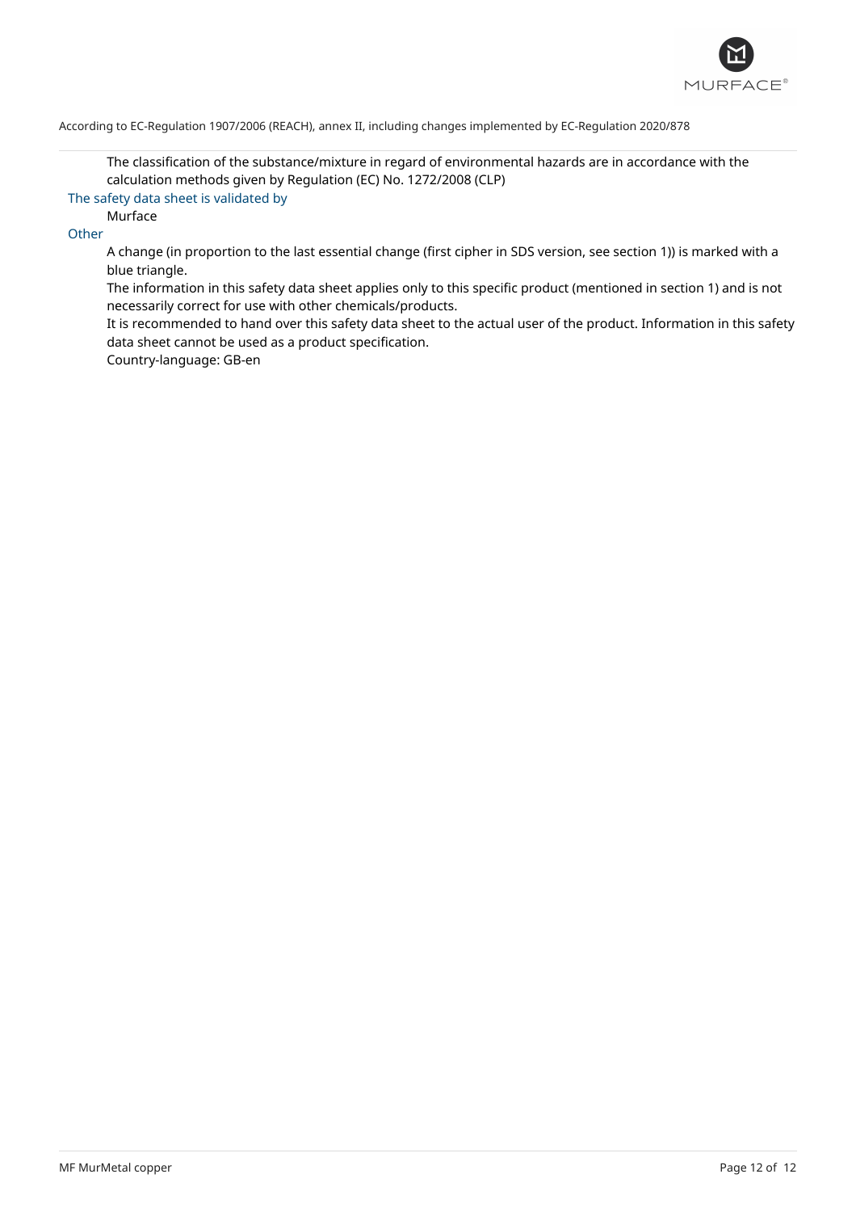The classification of the substance/mixture in regard of environmental hazards are in accordance with the calculation methods given by Regulation (EC) No. 1272/2008 (CLP)

### The safety data sheet is validated by

Murface

### Other

A change (in proportion to the last essential change (first cipher in SDS version, see section 1)) is marked with a blue triangle.

The information in this safety data sheet applies only to this specific product (mentioned in section 1) and is not necessarily correct for use with other chemicals/products.

It is recommended to hand over this safety data sheet to the actual user of the product. Information in this safety data sheet cannot be used as a product specification.

Country-language: GB-en